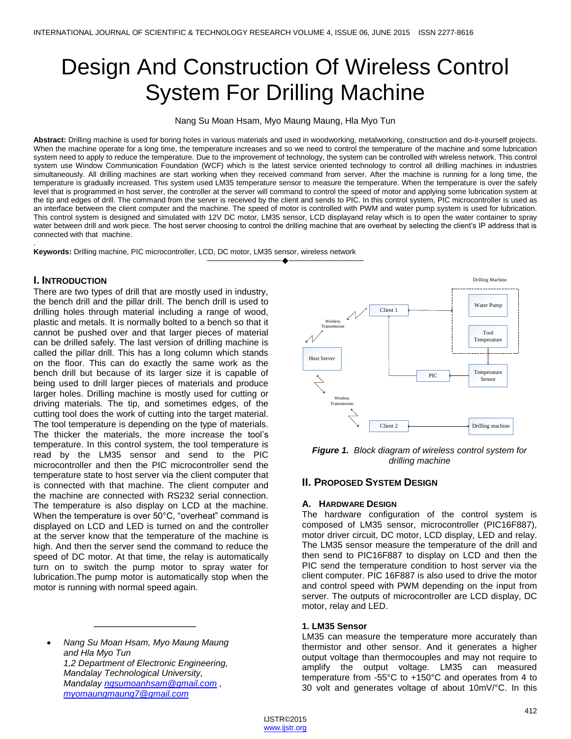# Design And Construction Of Wireless Control System For Drilling Machine

Nang Su Moan Hsam, Myo Maung Maung, Hla Myo Tun

**Abstract:** Drilling machine is used for boring holes in various materials and used in woodworking, metalworking, construction and do-it-yourself projects. When the machine operate for a long time, the temperature increases and so we need to control the temperature of the machine and some lubrication system need to apply to reduce the temperature. Due to the improvement of technology, the system can be controlled with wireless network. This control system use Window Communication Foundation (WCF) which is the latest service oriented technology to control all drilling machines in industries simultaneously. All drilling machines are start working when they received command from server. After the machine is running for a long time, the temperature is gradually increased. This system used LM35 temperature sensor to measure the temperature. When the temperature is over the safely level that is programmed in host server, the controller at the server will command to control the speed of motor and applying some lubrication system at the tip and edges of drill. The command from the server is received by the client and sends to PIC. In this control system, PIC microcontroller is used as an interface between the client computer and the machine. The speed of motor is controlled with PWM and water pump system is used for lubrication. This control system is designed and simulated with 12V DC motor, LM35 sensor, LCD displayand relay which is to open the water container to spray water between drill and work piece. The host server choosing to control the drilling machine that are overheat by selecting the client's IP address that is connected with that machine.

**Keywords:** Drilling machine, PIC microcontroller, LCD, DC motor, LM35 sensor, wireless network

## I. Introduction

There are two types of drill that are mostly used in industry, the bench drill and the pillar drill. The bench drill is used to drilling holes through material including a range of wood, plastic and metals. It is normally bolted to a bench so that it cannot be pushed over and that larger pieces of material can be drilled safely. The last version of drilling machine is called the pillar drill. This has a long column which stands on the floor. This can do exactly the same work as the bench drill but because of its larger size it is capable of being used to drill larger pieces of materials and produce larger holes. Drilling machine is mostly used for cutting or driving materials. The tip, and sometimes edges, of the cutting tool does the work of cutting into the target material. The tool temperature is depending on the type of materials. The thicker the materials, the more increase the tool's temperature. In this control system, the tool temperature is read by the LM35 sensor and send to the PIC microcontroller and then the PIC microcontroller send the temperature state to host server via the client computer that is connected with that machine. The client computer and the machine are connected with RS232 serial connection. The temperature is also display on LCD at the machine. When the temperature is over 50°C, "overheat" command is displayed on LCD and LED is turned on and the controller at the server know that the temperature of the machine is high. And then the server send the command to reduce the speed of DC motor. At that time, the relay is automatically turn on to switch the pump motor to spray water for lubrication.The pump motor is automatically stop when the motor is running with normal speed again.

- *Nang Su Moan Hsam, Myo Maung Maung and Hla Myo Tun*
  *1,2 Department of Electronic Engineering, Mandalay Technological University, Mandalay ngsumoanhsam@gmail.com , myomaungmaung7@gmail.com*

*Figure 1. Block diagram of wireless control system for drilling machine*

## II. Proposed System Design

### A. Hardware Design

The hardware configuration of the control system is composed of LM35 sensor, microcontroller (PIC16F887), motor driver circuit, DC motor, LCD display, LED and relay. The LM35 sensor measure the temperature of the drill and then send to PIC16F887 to display on LCD and then the PIC send the temperature condition to host server via the client computer. PIC 16F887 is also used to drive the motor and control speed with PWM depending on the input from server. The outputs of microcontroller are LCD display, DC motor, relay and LED.

#### 1. LM35 Sensor

LM35 can measure the temperature more accurately than thermistor and other sensor. And it generates a higher output voltage than thermocouples and may not require to amplify the output voltage. LM35 can measured temperature from -55°C to +150°C and operates from 4 to 30 volt and generates voltage of about 10mV/°C. In this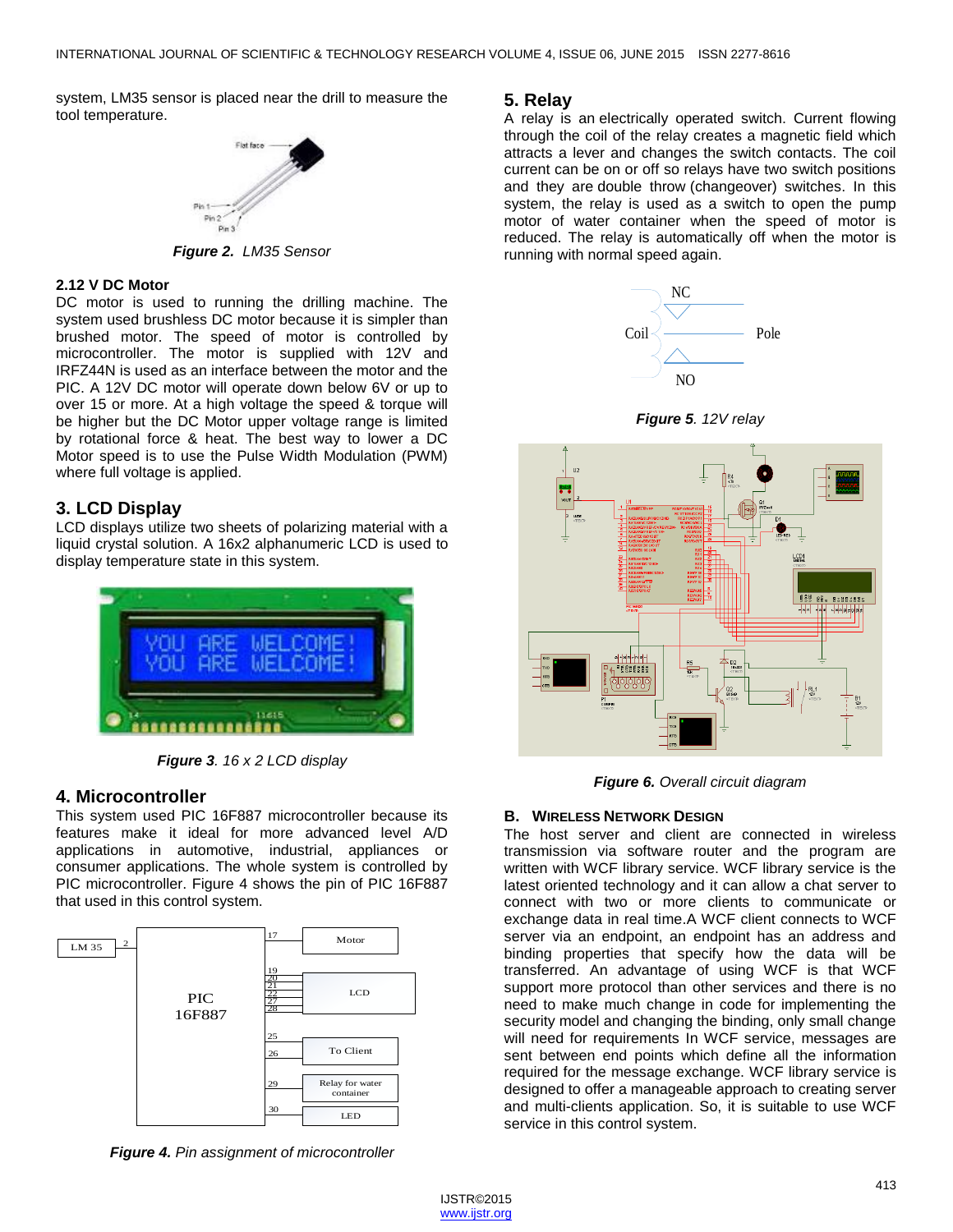system, LM35 sensor is placed near the drill to measure the tool temperature.

***Figure 2.*** *LM35 Sensor*

### 2.12 V DC Motor

DC motor is used to running the drilling machine. The system used brushless DC motor because it is simpler than brushed motor. The speed of motor is controlled by microcontroller. The motor is supplied with 12V and IRFZ44N is used as an interface between the motor and the PIC. A 12V DC motor will operate down below 6V or up to over 15 or more. At a high voltage the speed & torque will be higher but the DC Motor upper voltage range is limited by rotational force & heat. The best way to lower a DC Motor speed is to use the Pulse Width Modulation (PWM) where full voltage is applied.

## 3. LCD Display

LCD displays utilize two sheets of polarizing material with a liquid crystal solution. A 16x2 alphanumeric LCD is used to display temperature state in this system.

***Figure 3****. 16 x 2 LCD display*

## 4. Microcontroller

This system used PIC 16F887 microcontroller because its features make it ideal for more advanced level A/D applications in automotive, industrial, appliances or consumer applications. The whole system is controlled by PIC microcontroller. Figure 4 shows the pin of PIC 16F887 that used in this control system.

***Figure 4.*** *Pin assignment of microcontroller*

## 5. Relay

A relay is an electrically operated switch. Current flowing through the coil of the relay creates a magnetic field which attracts a lever and changes the switch contacts. The coil current can be on or off so relays have two switch positions and they are double throw (changeover) switches. In this system, the relay is used as a switch to open the pump motor of water container when the speed of motor is reduced. The relay is automatically off when the motor is running with normal speed again.

***Figure 5****. 12V relay*

***Figure 6.*** *Overall circuit diagram*

### B. Wireless Network Design

The host server and client are connected in wireless transmission via software router and the program are written with WCF library service. WCF library service is the latest oriented technology and it can allow a chat server to connect with two or more clients to communicate or exchange data in real time.A WCF client connects to WCF server via an endpoint, an endpoint has an address and binding properties that specify how the data will be transferred. An advantage of using WCF is that WCF support more protocol than other services and there is no need to make much change in code for implementing the security model and changing the binding, only small change will need for requirements In WCF service, messages are sent between end points which define all the information required for the message exchange. WCF library service is designed to offer a manageable approach to creating server and multi-clients application. So, it is suitable to use WCF service in this control system.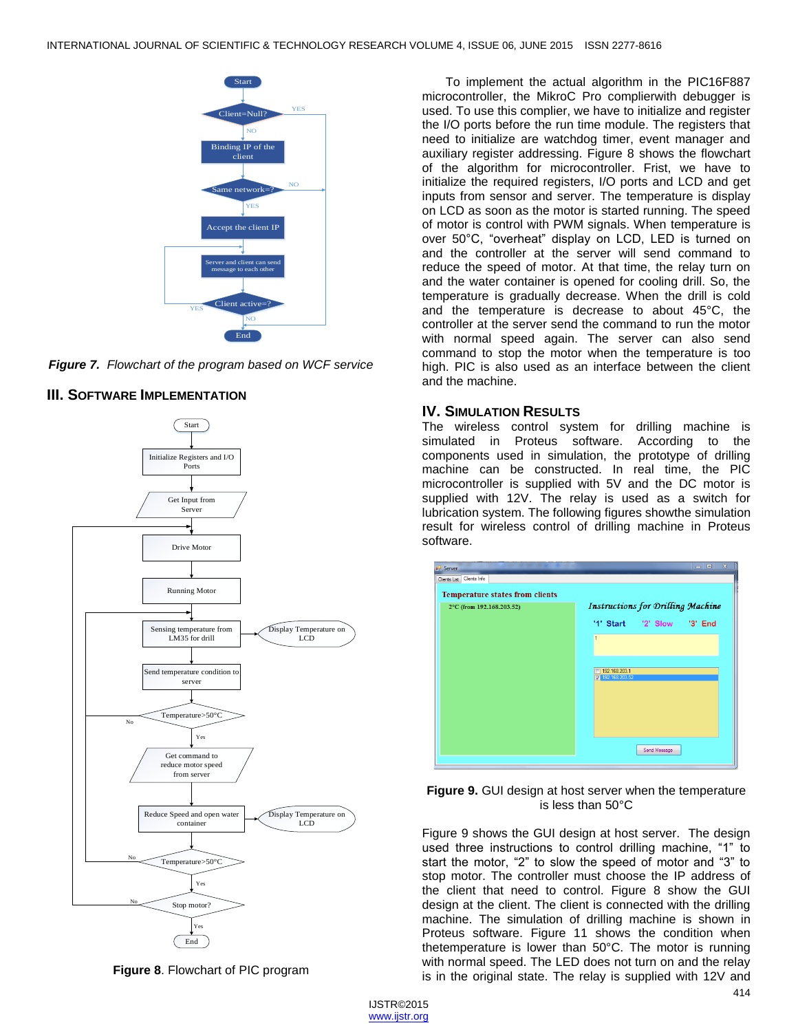*Figure 7. Flowchart of the program based on WCF service*

## III. SOFTWARE IMPLEMENTATION

**Figure 8**. Flowchart of PIC program

To implement the actual algorithm in the PIC16F887 microcontroller, the MikroC Pro complierwith debugger is used. To use this complier, we have to initialize and register the I/O ports before the run time module. The registers that need to initialize are watchdog timer, event manager and auxiliary register addressing. Figure 8 shows the flowchart of the algorithm for microcontroller. Frist, we have to initialize the required registers, I/O ports and LCD and get inputs from sensor and server. The temperature is display on LCD as soon as the motor is started running. The speed of motor is control with PWM signals. When temperature is over 50°C, "overheat" display on LCD, LED is turned on and the controller at the server will send command to reduce the speed of motor. At that time, the relay turn on and the water container is opened for cooling drill. So, the temperature is gradually decrease. When the drill is cold and the temperature is decrease to about 45°C, the controller at the server send the command to run the motor with normal speed again. The server can also send command to stop the motor when the temperature is too high. PIC is also used as an interface between the client and the machine.

## IV. SIMULATION RESULTS

The wireless control system for drilling machine is simulated in Proteus software. According to the components used in simulation, the prototype of drilling machine can be constructed. In real time, the PIC microcontroller is supplied with 5V and the DC motor is supplied with 12V. The relay is used as a switch for lubrication system. The following figures showthe simulation result for wireless control of drilling machine in Proteus software.

**Figure 9.** GUI design at host server when the temperature is less than 50°C

Figure 9 shows the GUI design at host server. The design used three instructions to control drilling machine, "1" to start the motor, "2" to slow the speed of motor and "3" to stop motor. The controller must choose the IP address of the client that need to control. Figure 8 show the GUI design at the client. The client is connected with the drilling machine. The simulation of drilling machine is shown in Proteus software. Figure 11 shows the condition when thetemperature is lower than 50°C. The motor is running with normal speed. The LED does not turn on and the relay is in the original state. The relay is supplied with 12V and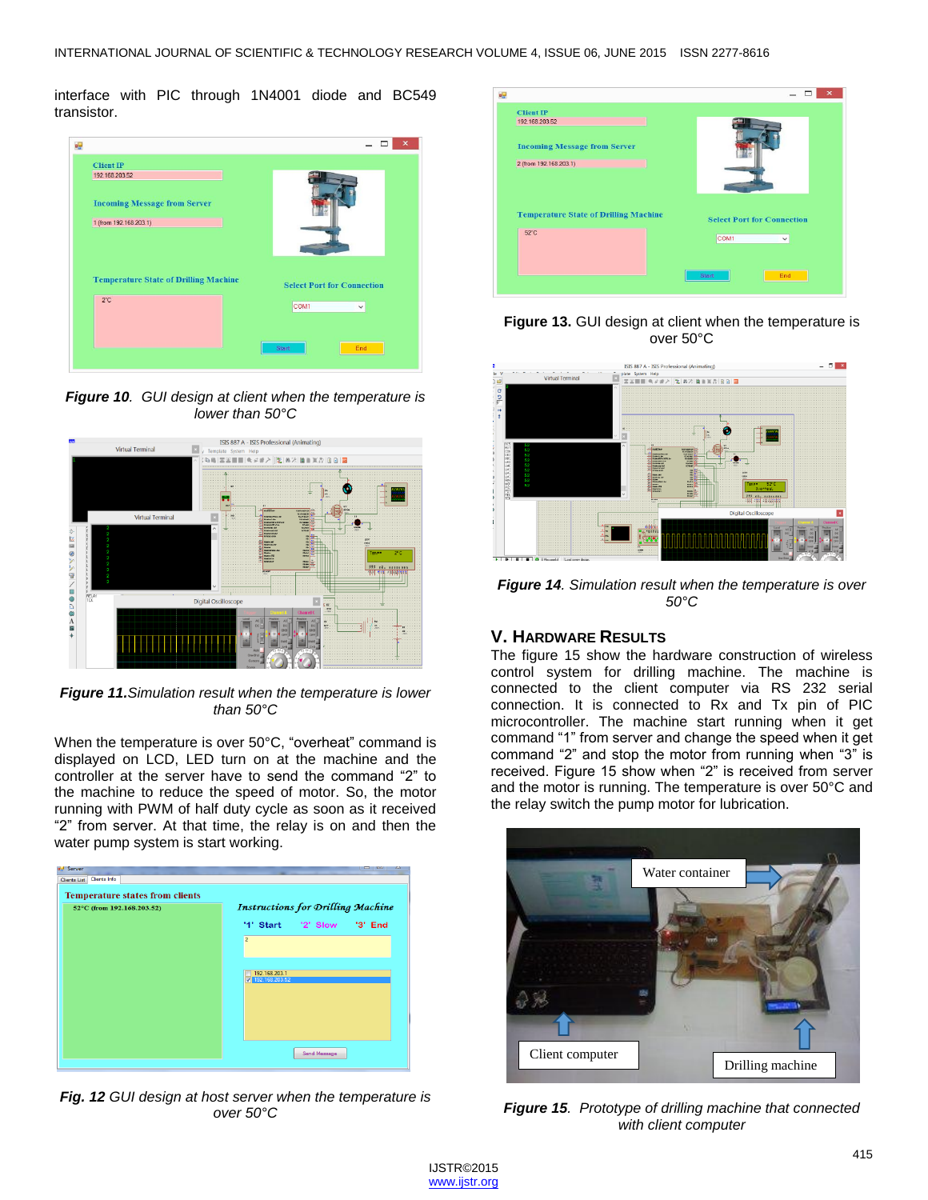interface with PIC through 1N4001 diode and BC549 transistor.

*Figure 10. GUI design at client when the temperature is lower than 50°C*

*Figure 11.Simulation result when the temperature is lower than 50°C*

When the temperature is over 50°C, "overheat" command is displayed on LCD, LED turn on at the machine and the controller at the server have to send the command "2" to the machine to reduce the speed of motor. So, the motor running with PWM of half duty cycle as soon as it received "2" from server. At that time, the relay is on and then the water pump system is start working.

*Fig. 12 GUI design at host server when the temperature is over 50°C*

**Figure 13.** GUI design at client when the temperature is over 50°C

*Figure 14. Simulation result when the temperature is over 50°C*

## V. Hardware Results

The figure 15 show the hardware construction of wireless control system for drilling machine. The machine is connected to the client computer via RS 232 serial connection. It is connected to Rx and Tx pin of PIC microcontroller. The machine start running when it get command "1" from server and change the speed when it get command "2" and stop the motor from running when "3" is received. Figure 15 show when "2" is received from server and the motor is running. The temperature is over 50°C and the relay switch the pump motor for lubrication.

*Figure 15. Prototype of drilling machine that connected with client computer*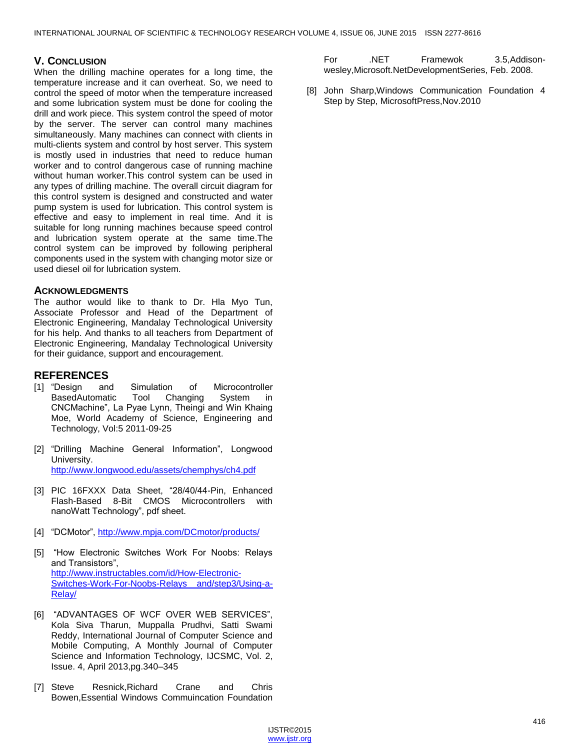## V. Conclusion

When the drilling machine operates for a long time, the temperature increase and it can overheat. So, we need to control the speed of motor when the temperature increased and some lubrication system must be done for cooling the drill and work piece. This system control the speed of motor by the server. The server can control many machines simultaneously. Many machines can connect with clients in multi-clients system and control by host server. This system is mostly used in industries that need to reduce human worker and to control dangerous case of running machine without human worker.This control system can be used in any types of drilling machine. The overall circuit diagram for this control system is designed and constructed and water pump system is used for lubrication. This control system is effective and easy to implement in real time. And it is suitable for long running machines because speed control and lubrication system operate at the same time.The control system can be improved by following peripheral components used in the system with changing motor size or used diesel oil for lubrication system.

## Acknowledgments

The author would like to thank to Dr. Hla Myo Tun, Associate Professor and Head of the Department of Electronic Engineering, Mandalay Technological University for his help. And thanks to all teachers from Department of Electronic Engineering, Mandalay Technological University for their guidance, support and encouragement.

## REFERENCES

[1] "Design and Simulation of Microcontroller BasedAutomatic Tool Changing System in CNCMachine", La Pyae Lynn, Theingi and Win Khaing Moe, World Academy of Science, Engineering and Technology, Vol:5 2011-09-25

[2] "Drilling Machine General Information", Longwood University. http://www.longwood.edu/assets/chemphys/ch4.pdf

[3] PIC 16FXXX Data Sheet, "28/40/44-Pin, Enhanced Flash-Based 8-Bit CMOS Microcontrollers with nanoWatt Technology", pdf sheet.

[4] "DCMotor", http://www.mpja.com/DCmotor/products/

[5] "How Electronic Switches Work For Noobs: Relays and Transistors", http://www.instructables.com/id/How-Electronic-Switches-Work-For-Noobs-Relays and/step3/Using-a-Relay/

[6] "ADVANTAGES OF WCF OVER WEB SERVICES", Kola Siva Tharun, Muppalla Prudhvi, Satti Swami Reddy, International Journal of Computer Science and Mobile Computing, A Monthly Journal of Computer Science and Information Technology, IJCSMC, Vol. 2, Issue. 4, April 2013,pg.340–345

[7] Steve Resnick,Richard Crane and Chris Bowen,Essential Windows Commuincation Foundation For .NET Framewok 3.5,Addison-wesley,Microsoft.NetDevelopmentSeries, Feb. 2008.

[8] John Sharp,Windows Communication Foundation 4 Step by Step, MicrosoftPress,Nov.2010